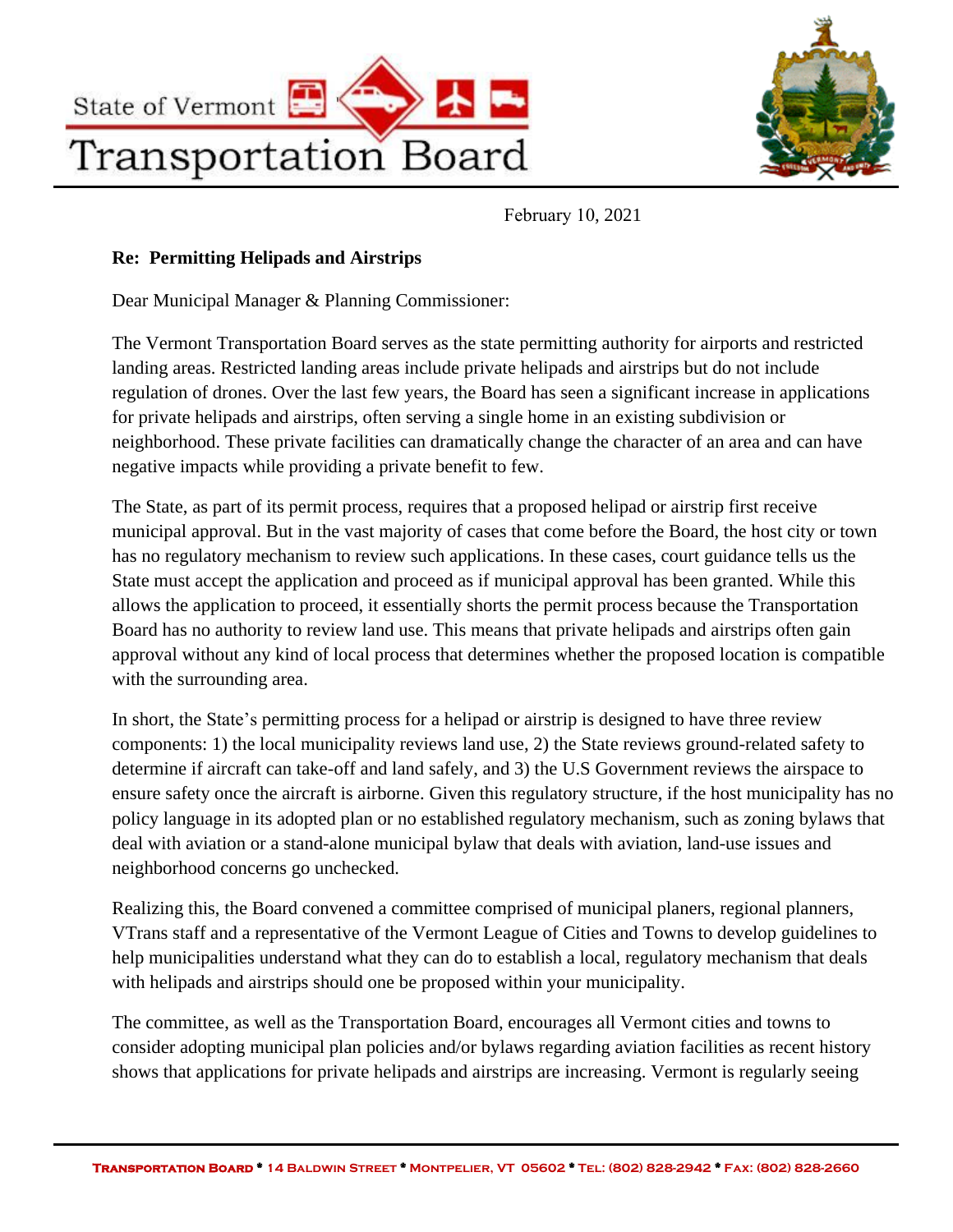State of Vermont

# Transportation Board

February 10, 2021

**Re: Permitting Helipads and Airstrips**

Dear Municipal Manager & Planning Commissioner:

The Vermont Transportation Board serves as the state permitting authority for airports and restricted landing areas. Restricted landing areas include private helipads and airstrips but do not include regulation of drones. Over the last few years, the Board has seen a significant increase in applications for private helipads and airstrips, often serving a single home in an existing subdivision or neighborhood. These private facilities can dramatically change the character of an area and can have negative impacts while providing a private benefit to few.

The State, as part of its permit process, requires that a proposed helipad or airstrip first receive municipal approval. But in the vast majority of cases that come before the Board, the host city or town has no regulatory mechanism to review such applications. In these cases, court guidance tells us the State must accept the application and proceed as if municipal approval has been granted. While this allows the application to proceed, it essentially shorts the permit process because the Transportation Board has no authority to review land use. This means that private helipads and airstrips often gain approval without any kind of local process that determines whether the proposed location is compatible with the surrounding area.

In short, the State's permitting process for a helipad or airstrip is designed to have three review components: 1) the local municipality reviews land use, 2) the State reviews ground-related safety to determine if aircraft can take-off and land safely, and 3) the U.S Government reviews the airspace to ensure safety once the aircraft is airborne. Given this regulatory structure, if the host municipality has no policy language in its adopted plan or no established regulatory mechanism, such as zoning bylaws that deal with aviation or a stand-alone municipal bylaw that deals with aviation, land-use issues and neighborhood concerns go unchecked.

Realizing this, the Board convened a committee comprised of municipal planers, regional planners, VTrans staff and a representative of the Vermont League of Cities and Towns to develop guidelines to help municipalities understand what they can do to establish a local, regulatory mechanism that deals with helipads and airstrips should one be proposed within your municipality.

The committee, as well as the Transportation Board, encourages all Vermont cities and towns to consider adopting municipal plan policies and/or bylaws regarding aviation facilities as recent history shows that applications for private helipads and airstrips are increasing. Vermont is regularly seeing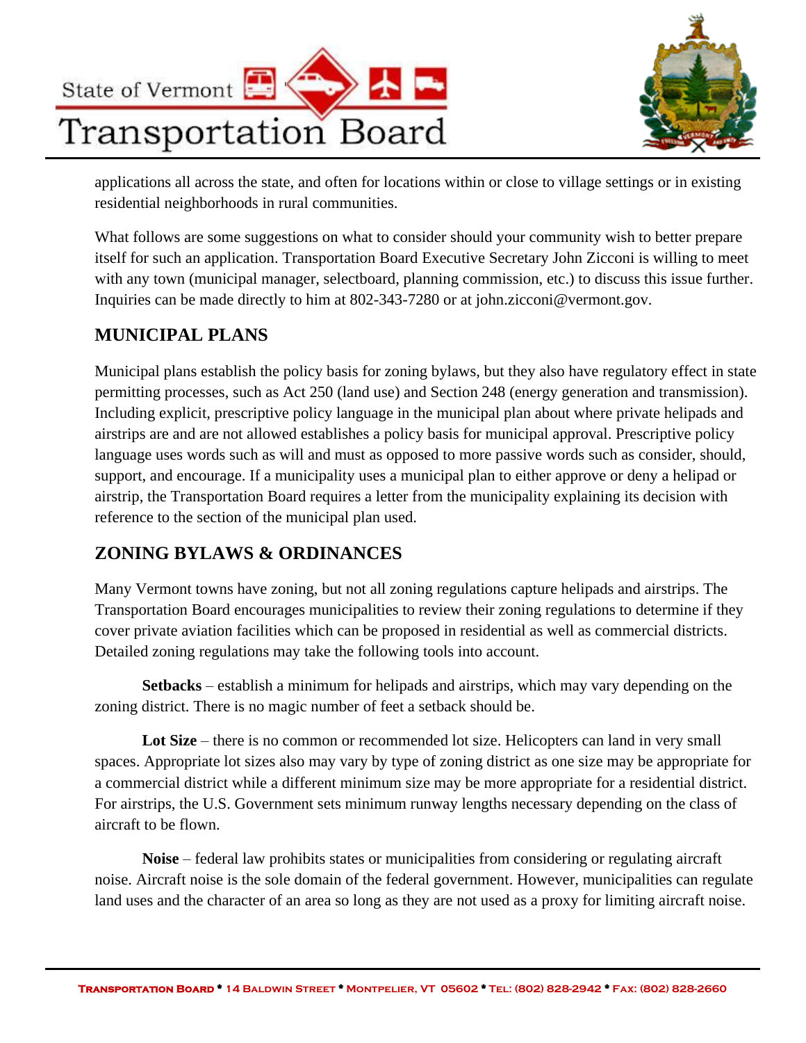applications all across the state, and often for locations within or close to village settings or in existing residential neighborhoods in rural communities.

What follows are some suggestions on what to consider should your community wish to better prepare itself for such an application. Transportation Board Executive Secretary John Zicconi is willing to meet with any town (municipal manager, selectboard, planning commission, etc.) to discuss this issue further. Inquiries can be made directly to him at 802-343-7280 or at john.zicconi@vermont.gov.

## MUNICIPAL PLANS

Municipal plans establish the policy basis for zoning bylaws, but they also have regulatory effect in state permitting processes, such as Act 250 (land use) and Section 248 (energy generation and transmission). Including explicit, prescriptive policy language in the municipal plan about where private helipads and airstrips are and are not allowed establishes a policy basis for municipal approval. Prescriptive policy language uses words such as will and must as opposed to more passive words such as consider, should, support, and encourage. If a municipality uses a municipal plan to either approve or deny a helipad or airstrip, the Transportation Board requires a letter from the municipality explaining its decision with reference to the section of the municipal plan used.

## ZONING BYLAWS & ORDINANCES

Many Vermont towns have zoning, but not all zoning regulations capture helipads and airstrips. The Transportation Board encourages municipalities to review their zoning regulations to determine if they cover private aviation facilities which can be proposed in residential as well as commercial districts. Detailed zoning regulations may take the following tools into account.

**Setbacks** – establish a minimum for helipads and airstrips, which may vary depending on the zoning district. There is no magic number of feet a setback should be.

**Lot Size** – there is no common or recommended lot size. Helicopters can land in very small spaces. Appropriate lot sizes also may vary by type of zoning district as one size may be appropriate for a commercial district while a different minimum size may be more appropriate for a residential district. For airstrips, the U.S. Government sets minimum runway lengths necessary depending on the class of aircraft to be flown.

**Noise** – federal law prohibits states or municipalities from considering or regulating aircraft noise. Aircraft noise is the sole domain of the federal government. However, municipalities can regulate land uses and the character of an area so long as they are not used as a proxy for limiting aircraft noise.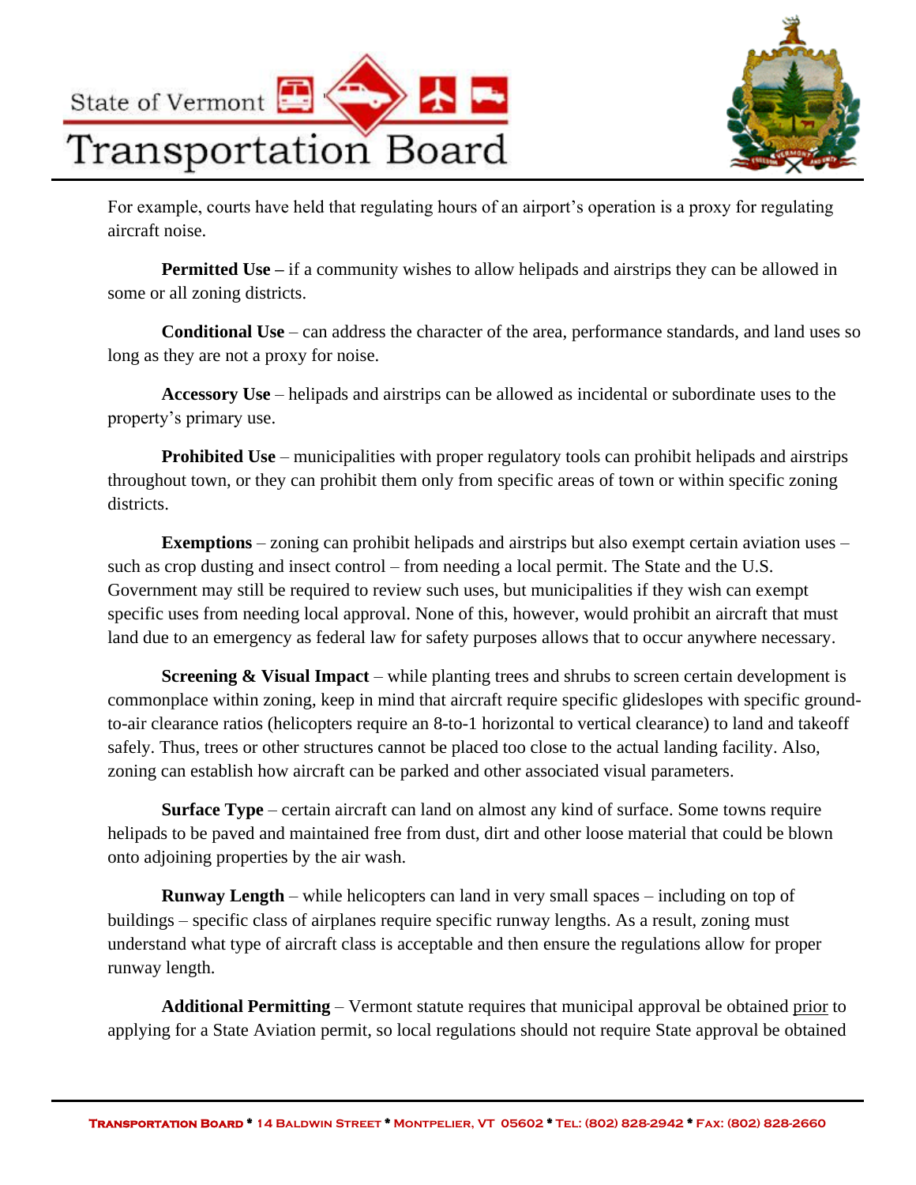For example, courts have held that regulating hours of an airport's operation is a proxy for regulating aircraft noise.

**Permitted Use –** if a community wishes to allow helipads and airstrips they can be allowed in some or all zoning districts.

**Conditional Use** – can address the character of the area, performance standards, and land uses so long as they are not a proxy for noise.

**Accessory Use** – helipads and airstrips can be allowed as incidental or subordinate uses to the property's primary use.

**Prohibited Use** – municipalities with proper regulatory tools can prohibit helipads and airstrips throughout town, or they can prohibit them only from specific areas of town or within specific zoning districts.

**Exemptions** – zoning can prohibit helipads and airstrips but also exempt certain aviation uses – such as crop dusting and insect control – from needing a local permit. The State and the U.S. Government may still be required to review such uses, but municipalities if they wish can exempt specific uses from needing local approval. None of this, however, would prohibit an aircraft that must land due to an emergency as federal law for safety purposes allows that to occur anywhere necessary.

**Screening & Visual Impact** – while planting trees and shrubs to screen certain development is commonplace within zoning, keep in mind that aircraft require specific glideslopes with specific ground-to-air clearance ratios (helicopters require an 8-to-1 horizontal to vertical clearance) to land and takeoff safely. Thus, trees or other structures cannot be placed too close to the actual landing facility. Also, zoning can establish how aircraft can be parked and other associated visual parameters.

**Surface Type** – certain aircraft can land on almost any kind of surface. Some towns require helipads to be paved and maintained free from dust, dirt and other loose material that could be blown onto adjoining properties by the air wash.

**Runway Length** – while helicopters can land in very small spaces – including on top of buildings – specific class of airplanes require specific runway lengths. As a result, zoning must understand what type of aircraft class is acceptable and then ensure the regulations allow for proper runway length.

**Additional Permitting** – Vermont statute requires that municipal approval be obtained <u>prior</u> to applying for a State Aviation permit, so local regulations should not require State approval be obtained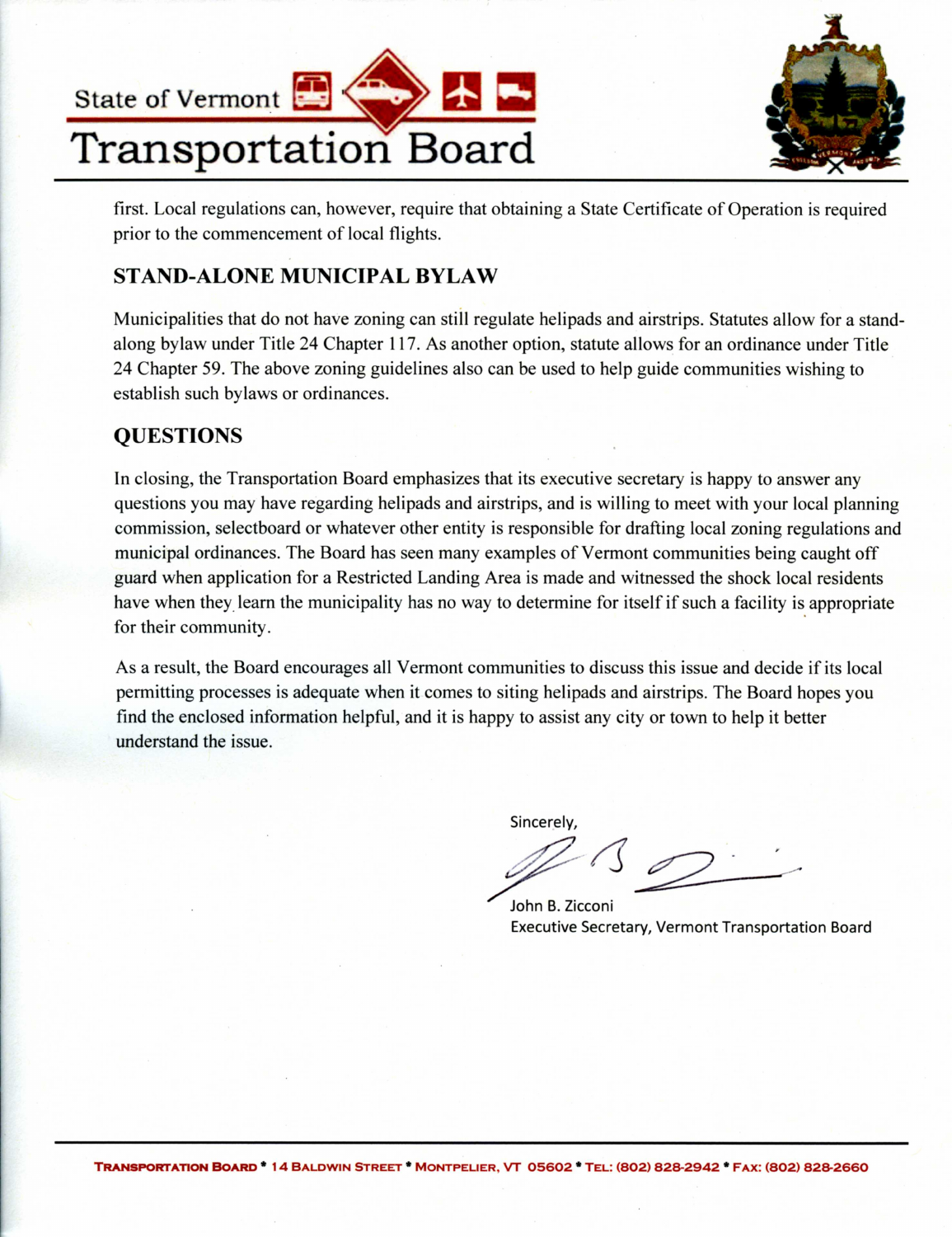first. Local regulations can, however, require that obtaining a State Certificate of Operation is required prior to the commencement of local flights.

## STAND-ALONE MUNICIPAL BYLAW

Municipalities that do not have zoning can still regulate helipads and airstrips. Statutes allow for a stand-along bylaw under Title 24 Chapter 117. As another option, statute allows for an ordinance under Title 24 Chapter 59. The above zoning guidelines also can be used to help guide communities wishing to establish such bylaws or ordinances.

## QUESTIONS

In closing, the Transportation Board emphasizes that its executive secretary is happy to answer any questions you may have regarding helipads and airstrips, and is willing to meet with your local planning commission, selectboard or whatever other entity is responsible for drafting local zoning regulations and municipal ordinances. The Board has seen many examples of Vermont communities being caught off guard when application for a Restricted Landing Area is made and witnessed the shock local residents have when they learn the municipality has no way to determine for itself if such a facility is appropriate for their community.

As a result, the Board encourages all Vermont communities to discuss this issue and decide if its local permitting processes is adequate when it comes to siting helipads and airstrips. The Board hopes you find the enclosed information helpful, and it is happy to assist any city or town to help it better understand the issue.

Sincerely,

John B. Zicconi
Executive Secretary, Vermont Transportation Board